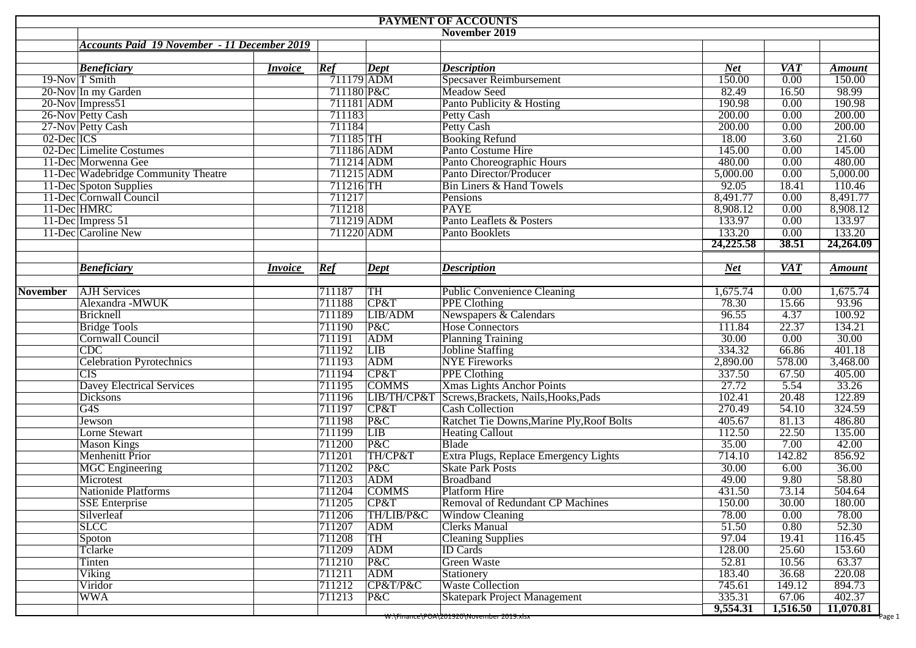# PAYMENT OF ACCOUNTS

## November 2019

***Accounts Paid 19 November - 11 December 2019***

| | ***Beneficiary*** | ***Invoice*** | ***Ref*** | ***Dept*** | ***Description*** | ***Net*** | ***VAT*** | ***Amount*** |
|---|---|---|---|---|---|---|---|---|
| 19-Nov | T Smith | | 711179 | ADM | Specsaver Reimbursement | 150.00 | 0.00 | 150.00 |
| 20-Nov | In my Garden | | 711180 | P&C | Meadow Seed | 82.49 | 16.50 | 98.99 |
| 20-Nov | Impress51 | | 711181 | ADM | Panto Publicity & Hosting | 190.98 | 0.00 | 190.98 |
| 26-Nov | Petty Cash | | 711183 | | Petty Cash | 200.00 | 0.00 | 200.00 |
| 27-Nov | Petty Cash | | 711184 | | Petty Cash | 200.00 | 0.00 | 200.00 |
| 02-Dec | ICS | | 711185 | TH | Booking Refund | 18.00 | 3.60 | 21.60 |
| 02-Dec | Limelite Costumes | | 711186 | ADM | Panto Costume Hire | 145.00 | 0.00 | 145.00 |
| 11-Dec | Morwenna Gee | | 711214 | ADM | Panto Choreographic Hours | 480.00 | 0.00 | 480.00 |
| 11-Dec | Wadebridge Community Theatre | | 711215 | ADM | Panto Director/Producer | 5,000.00 | 0.00 | 5,000.00 |
| 11-Dec | Spoton Supplies | | 711216 | TH | Bin Liners & Hand Towels | 92.05 | 18.41 | 110.46 |
| 11-Dec | Cornwall Council | | 711217 | | Pensions | 8,491.77 | 0.00 | 8,491.77 |
| 11-Dec | HMRC | | 711218 | | PAYE | 8,908.12 | 0.00 | 8,908.12 |
| 11-Dec | Impress 51 | | 711219 | ADM | Panto Leaflets & Posters | 133.97 | 0.00 | 133.97 |
| 11-Dec | Caroline New | | 711220 | ADM | Panto Booklets | 133.20 | 0.00 | 133.20 |
| | | | | | | **24,225.58** | **38.51** | **24,264.09** |

| | ***Beneficiary*** | ***Invoice*** | ***Ref*** | ***Dept*** | ***Description*** | ***Net*** | ***VAT*** | ***Amount*** |
|---|---|---|---|---|---|---|---|---|
| **November** | AJH Services | | 711187 | TH | Public Convenience Cleaning | 1,675.74 | 0.00 | 1,675.74 |
| | Alexandra -MWUK | | 711188 | CP&T | PPE Clothing | 78.30 | 15.66 | 93.96 |
| | Bricknell | | 711189 | LIB/ADM | Newspapers & Calendars | 96.55 | 4.37 | 100.92 |
| | Bridge Tools | | 711190 | P&C | Hose Connectors | 111.84 | 22.37 | 134.21 |
| | Cornwall Council | | 711191 | ADM | Planning Training | 30.00 | 0.00 | 30.00 |
| | CDC | | 711192 | LIB | Jobline Staffing | 334.32 | 66.86 | 401.18 |
| | Celebration Pyrotechnics | | 711193 | ADM | NYE Fireworks | 2,890.00 | 578.00 | 3,468.00 |
| | CIS | | 711194 | CP&T | PPE Clothing | 337.50 | 67.50 | 405.00 |
| | Davey Electrical Services | | 711195 | COMMS | Xmas Lights Anchor Points | 27.72 | 5.54 | 33.26 |
| | Dicksons | | 711196 | LIB/TH/CP&T | Screws,Brackets, Nails,Hooks,Pads | 102.41 | 20.48 | 122.89 |
| | G4S | | 711197 | CP&T | Cash Collection | 270.49 | 54.10 | 324.59 |
| | Jewson | | 711198 | P&C | Ratchet Tie Downs,Marine Ply,Roof Bolts | 405.67 | 81.13 | 486.80 |
| | Lorne Stewart | | 711199 | LIB | Heating Callout | 112.50 | 22.50 | 135.00 |
| | Mason Kings | | 711200 | P&C | Blade | 35.00 | 7.00 | 42.00 |
| | Menhenitt Prior | | 711201 | TH/CP&T | Extra Plugs, Replace Emergency Lights | 714.10 | 142.82 | 856.92 |
| | MGC Engineering | | 711202 | P&C | Skate Park Posts | 30.00 | 6.00 | 36.00 |
| | Microtest | | 711203 | ADM | Broadband | 49.00 | 9.80 | 58.80 |
| | Nationide Platforms | | 711204 | COMMS | Platform Hire | 431.50 | 73.14 | 504.64 |
| | SSE Enterprise | | 711205 | CP&T | Removal of Redundant CP Machines | 150.00 | 30.00 | 180.00 |
| | Silverleaf | | 711206 | TH/LIB/P&C | Window Cleaning | 78.00 | 0.00 | 78.00 |
| | SLCC | | 711207 | ADM | Clerks Manual | 51.50 | 0.80 | 52.30 |
| | Spoton | | 711208 | TH | Cleaning Supplies | 97.04 | 19.41 | 116.45 |
| | Tclarke | | 711209 | ADM | ID Cards | 128.00 | 25.60 | 153.60 |
| | Tinten | | 711210 | P&C | Green Waste | 52.81 | 10.56 | 63.37 |
| | Viking | | 711211 | ADM | Stationery | 183.40 | 36.68 | 220.08 |
| | Viridor | | 711212 | CP&T/P&C | Waste Collection | 745.61 | 149.12 | 894.73 |
| | WWA | | 711213 | P&C | Skatepark Project Management | 335.31 | 67.06 | 402.37 |
| | | | | | | **9,554.31** | **1,516.50** | **11,070.81** |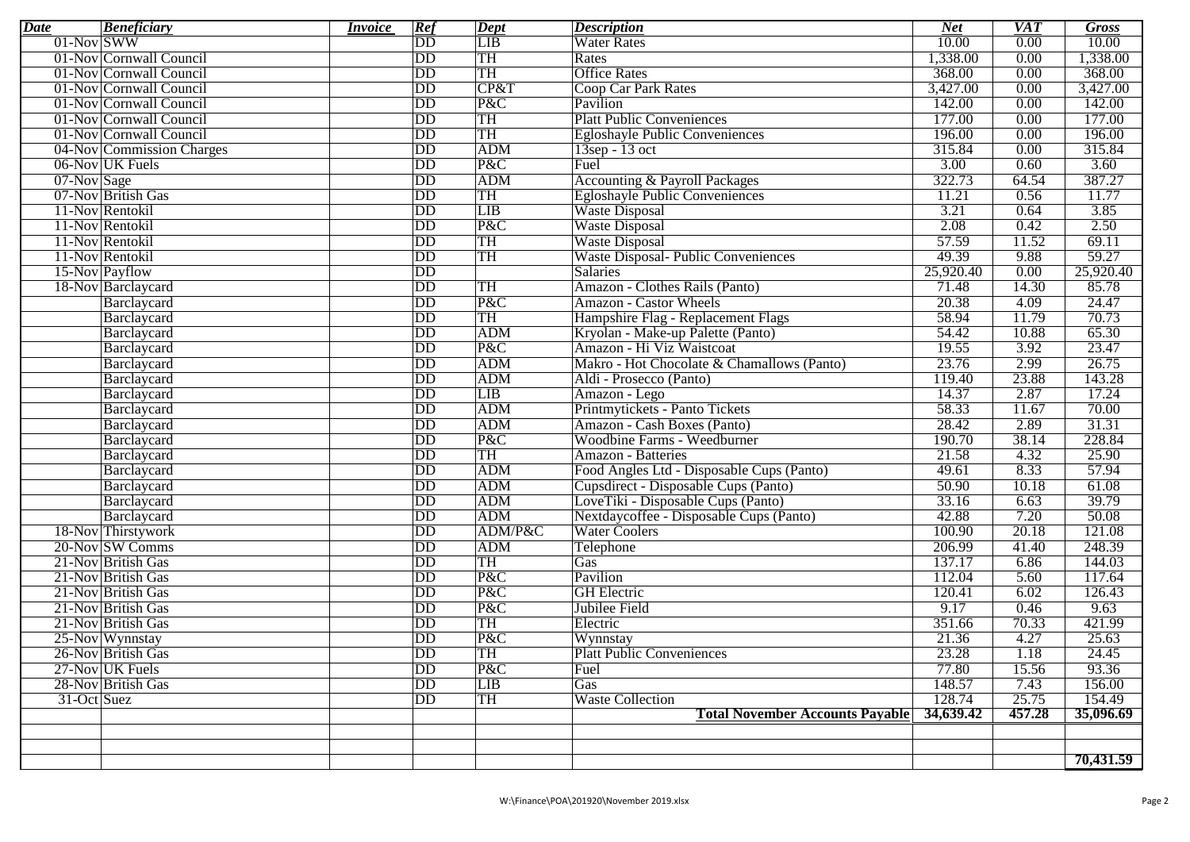| Date | Beneficiary | Invoice | Ref | Dept | Description | Net | VAT | Gross |
|---|---|---|---|---|---|---|---|---|
| 01-Nov | SWW | | DD | LIB | Water Rates | 10.00 | 0.00 | 10.00 |
| 01-Nov | Cornwall Council | | DD | TH | Rates | 1,338.00 | 0.00 | 1,338.00 |
| 01-Nov | Cornwall Council | | DD | TH | Office Rates | 368.00 | 0.00 | 368.00 |
| 01-Nov | Cornwall Council | | DD | CP&T | Coop Car Park Rates | 3,427.00 | 0.00 | 3,427.00 |
| 01-Nov | Cornwall Council | | DD | P&C | Pavilion | 142.00 | 0.00 | 142.00 |
| 01-Nov | Cornwall Council | | DD | TH | Platt Public Conveniences | 177.00 | 0.00 | 177.00 |
| 01-Nov | Cornwall Council | | DD | TH | Egloshayle Public Conveniences | 196.00 | 0.00 | 196.00 |
| 04-Nov | Commission Charges | | DD | ADM | 13sep - 13 oct | 315.84 | 0.00 | 315.84 |
| 06-Nov | UK Fuels | | DD | P&C | Fuel | 3.00 | 0.60 | 3.60 |
| 07-Nov | Sage | | DD | ADM | Accounting & Payroll Packages | 322.73 | 64.54 | 387.27 |
| 07-Nov | British Gas | | DD | TH | Egloshayle Public Conveniences | 11.21 | 0.56 | 11.77 |
| 11-Nov | Rentokil | | DD | LIB | Waste Disposal | 3.21 | 0.64 | 3.85 |
| 11-Nov | Rentokil | | DD | P&C | Waste Disposal | 2.08 | 0.42 | 2.50 |
| 11-Nov | Rentokil | | DD | TH | Waste Disposal | 57.59 | 11.52 | 69.11 |
| 11-Nov | Rentokil | | DD | TH | Waste Disposal- Public Conveniences | 49.39 | 9.88 | 59.27 |
| 15-Nov | Payflow | | DD | | Salaries | 25,920.40 | 0.00 | 25,920.40 |
| 18-Nov | Barclaycard | | DD | TH | Amazon - Clothes Rails (Panto) | 71.48 | 14.30 | 85.78 |
| | Barclaycard | | DD | P&C | Amazon - Castor Wheels | 20.38 | 4.09 | 24.47 |
| | Barclaycard | | DD | TH | Hampshire Flag - Replacement Flags | 58.94 | 11.79 | 70.73 |
| | Barclaycard | | DD | ADM | Kryolan - Make-up Palette (Panto) | 54.42 | 10.88 | 65.30 |
| | Barclaycard | | DD | P&C | Amazon - Hi Viz Waistcoat | 19.55 | 3.92 | 23.47 |
| | Barclaycard | | DD | ADM | Makro - Hot Chocolate & Chamallows (Panto) | 23.76 | 2.99 | 26.75 |
| | Barclaycard | | DD | ADM | Aldi - Prosecco (Panto) | 119.40 | 23.88 | 143.28 |
| | Barclaycard | | DD | LIB | Amazon - Lego | 14.37 | 2.87 | 17.24 |
| | Barclaycard | | DD | ADM | Printmytickets - Panto Tickets | 58.33 | 11.67 | 70.00 |
| | Barclaycard | | DD | ADM | Amazon - Cash Boxes (Panto) | 28.42 | 2.89 | 31.31 |
| | Barclaycard | | DD | P&C | Woodbine Farms - Weedburner | 190.70 | 38.14 | 228.84 |
| | Barclaycard | | DD | TH | Amazon - Batteries | 21.58 | 4.32 | 25.90 |
| | Barclaycard | | DD | ADM | Food Angles Ltd - Disposable Cups (Panto) | 49.61 | 8.33 | 57.94 |
| | Barclaycard | | DD | ADM | Cupsdirect - Disposable Cups (Panto) | 50.90 | 10.18 | 61.08 |
| | Barclaycard | | DD | ADM | LoveTiki - Disposable Cups (Panto) | 33.16 | 6.63 | 39.79 |
| | Barclaycard | | DD | ADM | Nextdaycoffee - Disposable Cups (Panto) | 42.88 | 7.20 | 50.08 |
| 18-Nov | Thirstywork | | DD | ADM/P&C | Water Coolers | 100.90 | 20.18 | 121.08 |
| 20-Nov | SW Comms | | DD | ADM | Telephone | 206.99 | 41.40 | 248.39 |
| 21-Nov | British Gas | | DD | TH | Gas | 137.17 | 6.86 | 144.03 |
| 21-Nov | British Gas | | DD | P&C | Pavilion | 112.04 | 5.60 | 117.64 |
| 21-Nov | British Gas | | DD | P&C | GH Electric | 120.41 | 6.02 | 126.43 |
| 21-Nov | British Gas | | DD | P&C | Jubilee Field | 9.17 | 0.46 | 9.63 |
| 21-Nov | British Gas | | DD | TH | Electric | 351.66 | 70.33 | 421.99 |
| 25-Nov | Wynnstay | | DD | P&C | Wynnstay | 21.36 | 4.27 | 25.63 |
| 26-Nov | British Gas | | DD | TH | Platt Public Conveniences | 23.28 | 1.18 | 24.45 |
| 27-Nov | UK Fuels | | DD | P&C | Fuel | 77.80 | 15.56 | 93.36 |
| 28-Nov | British Gas | | DD | LIB | Gas | 148.57 | 7.43 | 156.00 |
| 31-Oct | Suez | | DD | TH | Waste Collection | 128.74 | 25.75 | 154.49 |
| | | | | | **Total November Accounts Payable** | **34,639.42** | **457.28** | **35,096.69** |
| | | | | | | | | |
| | | | | | | | | |
| | | | | | | | | **70,431.59** |